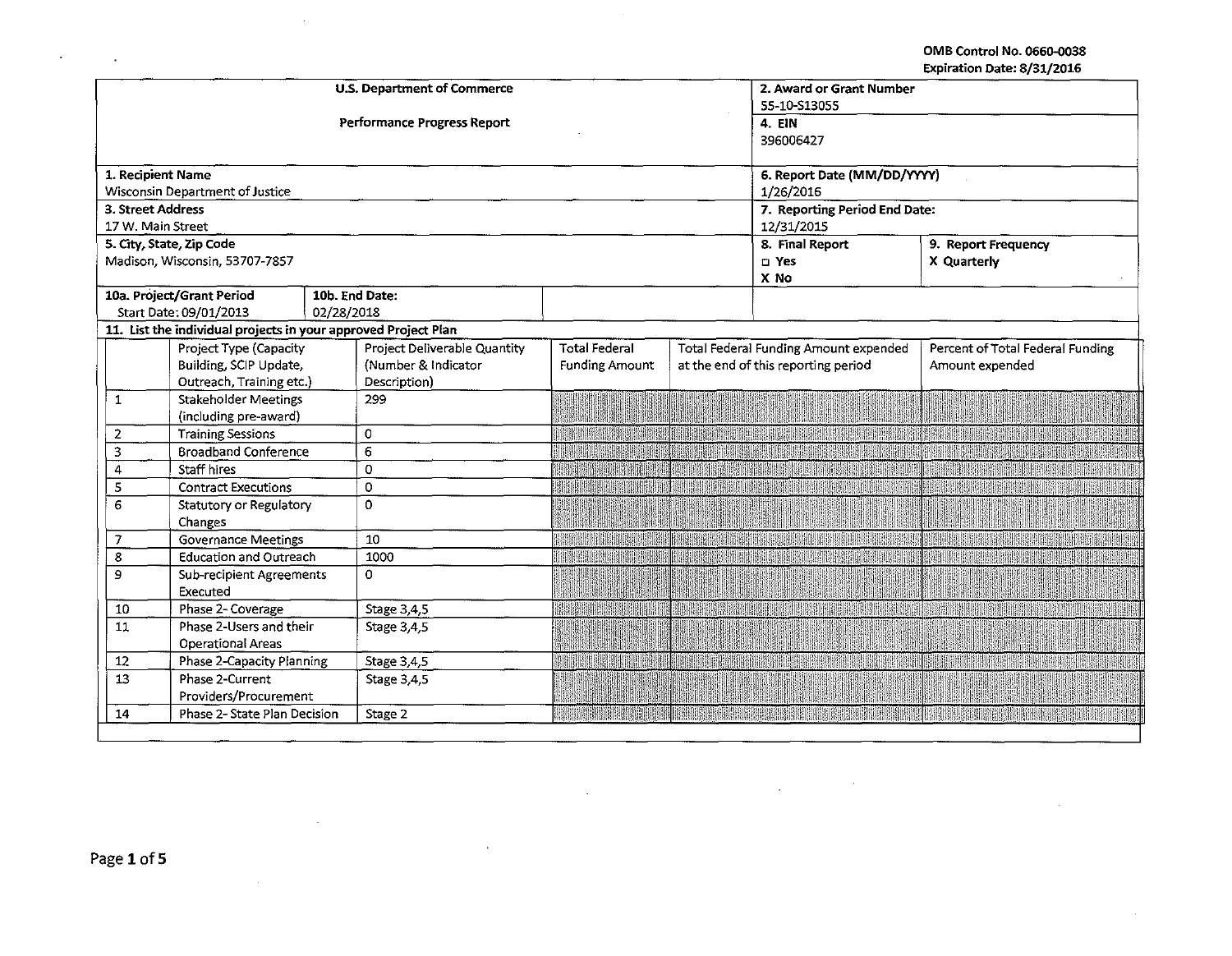OMB Control No. 0660-0038
Expiration Date: 8/31/2016

| U.S. Department of Commerce<br>Performance Progress Report | | 2. Award or Grant Number<br>55-10-S13055<br>4. EIN<br>396006427 | |
|---|---|---|---|
| 1. Recipient Name<br>Wisconsin Department of Justice | | 6. Report Date (MM/DD/YYYY)<br>1/26/2016 | |
| 3. Street Address<br>17 W. Main Street | | 7. Reporting Period End Date:<br>12/31/2015 | |
| 5. City, State, Zip Code<br>Madison, Wisconsin, 53707-7857 | | 8. Final Report<br>☐ Yes<br>X No | 9. Report Frequency<br>X Quarterly |
| 10a. Project/Grant Period<br>Start Date: 09/01/2013 | 10b. End Date:<br>02/28/2018 | | |

**11. List the individual projects in your approved Project Plan**

| | Project Type (Capacity Building, SCIP Update, Outreach, Training etc.) | Project Deliverable Quantity (Number & Indicator Description) | Total Federal Funding Amount | Total Federal Funding Amount expended at the end of this reporting period | Percent of Total Federal Funding Amount expended |
|---|---|---|---|---|---|
| 1 | Stakeholder Meetings (including pre-award) | 299 | | | |
| 2 | Training Sessions | 0 | | | |
| 3 | Broadband Conference | 6 | | | |
| 4 | Staff hires | 0 | | | |
| 5 | Contract Executions | 0 | | | |
| 6 | Statutory or Regulatory Changes | 0 | | | |
| 7 | Governance Meetings | 10 | | | |
| 8 | Education and Outreach | 1000 | | | |
| 9 | Sub-recipient Agreements Executed | 0 | | | |
| 10 | Phase 2- Coverage | Stage 3,4,5 | | | |
| 11 | Phase 2-Users and their Operational Areas | Stage 3,4,5 | | | |
| 12 | Phase 2-Capacity Planning | Stage 3,4,5 | | | |
| 13 | Phase 2-Current Providers/Procurement | Stage 3,4,5 | | | |
| 14 | Phase 2- State Plan Decision | Stage 2 | | | |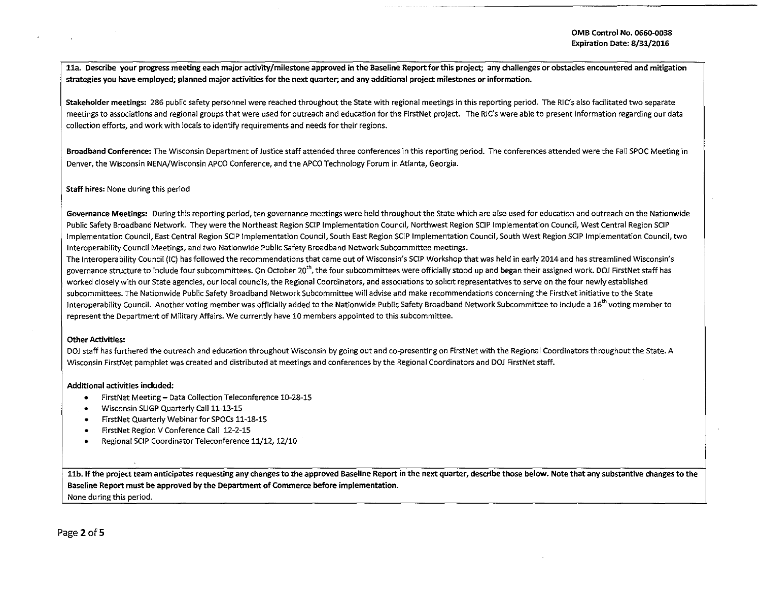**11a. Describe your progress meeting each major activity/milestone approved in the Baseline Report for this project; any challenges or obstacles encountered and mitigation strategies you have employed; planned major activities for the next quarter; and any additional project milestones or information.**

**Stakeholder meetings:** 286 public safety personnel were reached throughout the State with regional meetings in this reporting period. The RIC's also facilitated two separate meetings to associations and regional groups that were used for outreach and education for the FirstNet project. The RIC's were able to present information regarding our data collection efforts, and work with locals to identify requirements and needs for their regions.

**Broadband Conference:** The Wisconsin Department of Justice staff attended three conferences in this reporting period. The conferences attended were the Fall SPOC Meeting in Denver, the Wisconsin NENA/Wisconsin APCO Conference, and the APCO Technology Forum in Atlanta, Georgia.

**Staff hires:** None during this period

**Governance Meetings:** During this reporting period, ten governance meetings were held throughout the State which are also used for education and outreach on the Nationwide Public Safety Broadband Network. They were the Northeast Region SCIP Implementation Council, Northwest Region SCIP Implementation Council, West Central Region SCIP Implementation Council, East Central Region SCIP Implementation Council, South East Region SCIP Implementation Council, South West Region SCIP Implementation Council, two Interoperability Council Meetings, and two Nationwide Public Safety Broadband Network Subcommittee meetings.

The Interoperability Council (IC) has followed the recommendations that came out of Wisconsin's SCIP Workshop that was held in early 2014 and has streamlined Wisconsin's governance structure to include four subcommittees. On October 20th, the four subcommittees were officially stood up and began their assigned work. DOJ FirstNet staff has worked closely with our State agencies, our local councils, the Regional Coordinators, and associations to solicit representatives to serve on the four newly established subcommittees. The Nationwide Public Safety Broadband Network Subcommittee will advise and make recommendations concerning the FirstNet initiative to the State Interoperability Council. Another voting member was officially added to the Nationwide Public Safety Broadband Network Subcommittee to include a 16th voting member to represent the Department of Military Affairs. We currently have 10 members appointed to this subcommittee.

**Other Activities:**

DOJ staff has furthered the outreach and education throughout Wisconsin by going out and co-presenting on FirstNet with the Regional Coordinators throughout the State. A Wisconsin FirstNet pamphlet was created and distributed at meetings and conferences by the Regional Coordinators and DOJ FirstNet staff.

**Additional activities included:**

- FirstNet Meeting – Data Collection Teleconference 10-28-15
- Wisconsin SLIGP Quarterly Call 11-13-15
- FirstNet Quarterly Webinar for SPOCs 11-18-15
- FirstNet Region V Conference Call 12-2-15
- Regional SCIP Coordinator Teleconference 11/12, 12/10

**11b. If the project team anticipates requesting any changes to the approved Baseline Report in the next quarter, describe those below. Note that any substantive changes to the Baseline Report must be approved by the Department of Commerce before implementation.**

None during this period.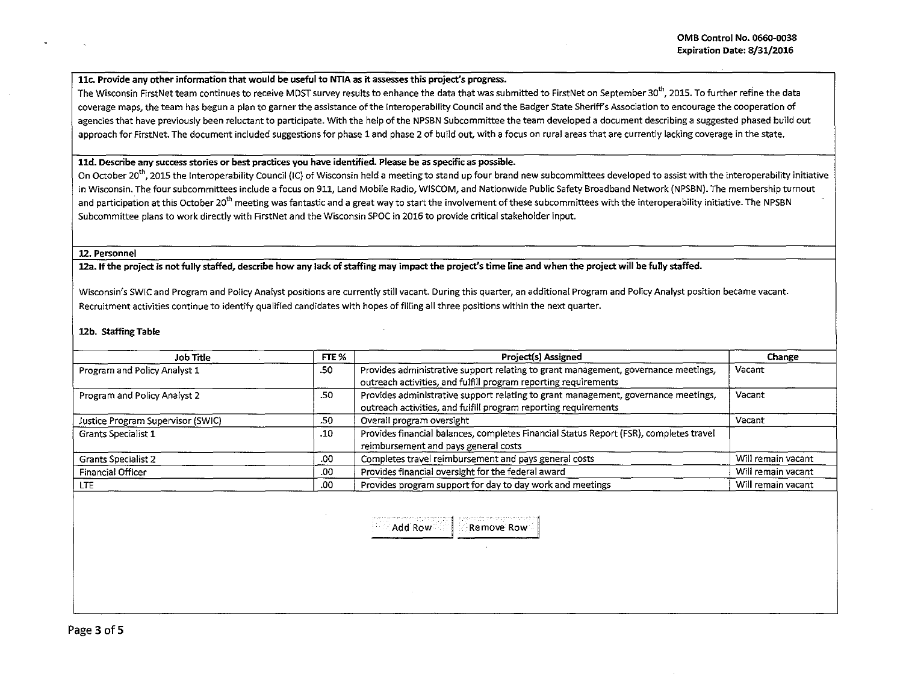**11c. Provide any other information that would be useful to NTIA as it assesses this project's progress.**

The Wisconsin FirstNet team continues to receive MDST survey results to enhance the data that was submitted to FirstNet on September 30th, 2015. To further refine the data coverage maps, the team has begun a plan to garner the assistance of the Interoperability Council and the Badger State Sheriff's Association to encourage the cooperation of agencies that have previously been reluctant to participate. With the help of the NPSBN Subcommittee the team developed a document describing a suggested phased build out approach for FirstNet. The document included suggestions for phase 1 and phase 2 of build out, with a focus on rural areas that are currently lacking coverage in the state.

**11d. Describe any success stories or best practices you have identified. Please be as specific as possible.**

On October 20th, 2015 the Interoperability Council (IC) of Wisconsin held a meeting to stand up four brand new subcommittees developed to assist with the interoperability initiative in Wisconsin. The four subcommittees include a focus on 911, Land Mobile Radio, WISCOM, and Nationwide Public Safety Broadband Network (NPSBN). The membership turnout and participation at this October 20th meeting was fantastic and a great way to start the involvement of these subcommittees with the interoperability initiative. The NPSBN Subcommittee plans to work directly with FirstNet and the Wisconsin SPOC in 2016 to provide critical stakeholder input.

**12. Personnel**

**12a. If the project is not fully staffed, describe how any lack of staffing may impact the project's time line and when the project will be fully staffed.**

Wisconsin's SWIC and Program and Policy Analyst positions are currently still vacant. During this quarter, an additional Program and Policy Analyst position became vacant. Recruitment activities continue to identify qualified candidates with hopes of filling all three positions within the next quarter.

**12b. Staffing Table**

| Job Title | FTE % | Project(s) Assigned | Change |
|---|---|---|---|
| Program and Policy Analyst 1 | .50 | Provides administrative support relating to grant management, governance meetings, outreach activities, and fulfill program reporting requirements | Vacant |
| Program and Policy Analyst 2 | .50 | Provides administrative support relating to grant management, governance meetings, outreach activities, and fulfill program reporting requirements | Vacant |
| Justice Program Supervisor (SWIC) | .50 | Overall program oversight | Vacant |
| Grants Specialist 1 | .10 | Provides financial balances, completes Financial Status Report (FSR), completes travel reimbursement and pays general costs | |
| Grants Specialist 2 | .00 | Completes travel reimbursement and pays general costs | Will remain vacant |
| Financial Officer | .00 | Provides financial oversight for the federal award | Will remain vacant |
| LTE | .00 | Provides program support for day to day work and meetings | Will remain vacant |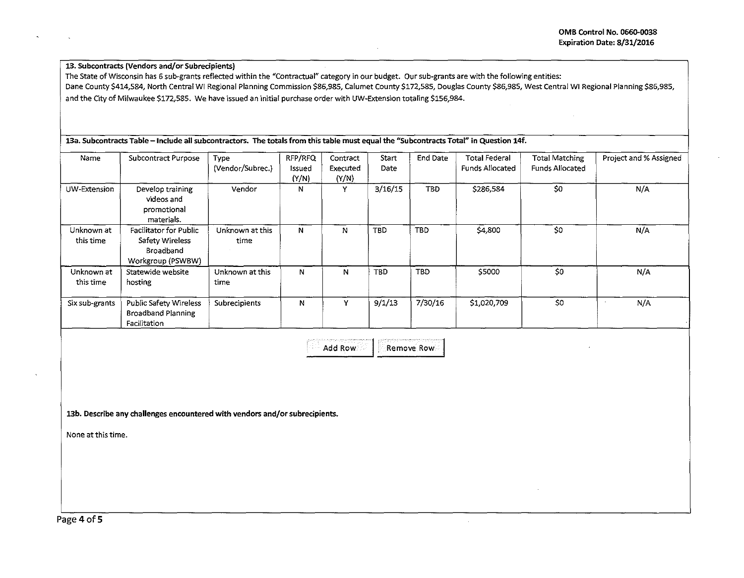### 13. Subcontracts (Vendors and/or Subrecipients)

The State of Wisconsin has 6 sub-grants reflected within the "Contractual" category in our budget. Our sub-grants are with the following entities: Dane County $414,584, North Central WI Regional Planning Commission $86,985, Calumet County $172,585, Douglas County $86,985, West Central WI Regional Planning $86,985, and the City of Milwaukee $172,585. We have issued an initial purchase order with UW-Extension totaling $156,984.

### 13a. Subcontracts Table – Include all subcontractors. The totals from this table must equal the "Subcontracts Total" in Question 14f.

| Name | Subcontract Purpose | Type (Vendor/Subrec.) | RFP/RFQ Issued (Y/N) | Contract Executed (Y/N) | Start Date | End Date | Total Federal Funds Allocated | Total Matching Funds Allocated | Project and % Assigned |
|---|---|---|---|---|---|---|---|---|---|
| UW-Extension | Develop training videos and promotional materials. | Vendor | N | Y | 3/16/15 | TBD | $286,584 | $0 | N/A |
| Unknown at this time | Facilitator for Public Safety Wireless Broadband Workgroup (PSWBW) | Unknown at this time | N | N | TBD | TBD | $4,800 | $0 | N/A |
| Unknown at this time | Statewide website hosting | Unknown at this time | N | N | TBD | TBD | $5000 | $0 | N/A |
| Six sub-grants | Public Safety Wireless Broadband Planning Facilitation | Subrecipients | N | Y | 9/1/13 | 7/30/16 | $1,020,709 | $0 | N/A |

### 13b. Describe any challenges encountered with vendors and/or subrecipients.

None at this time.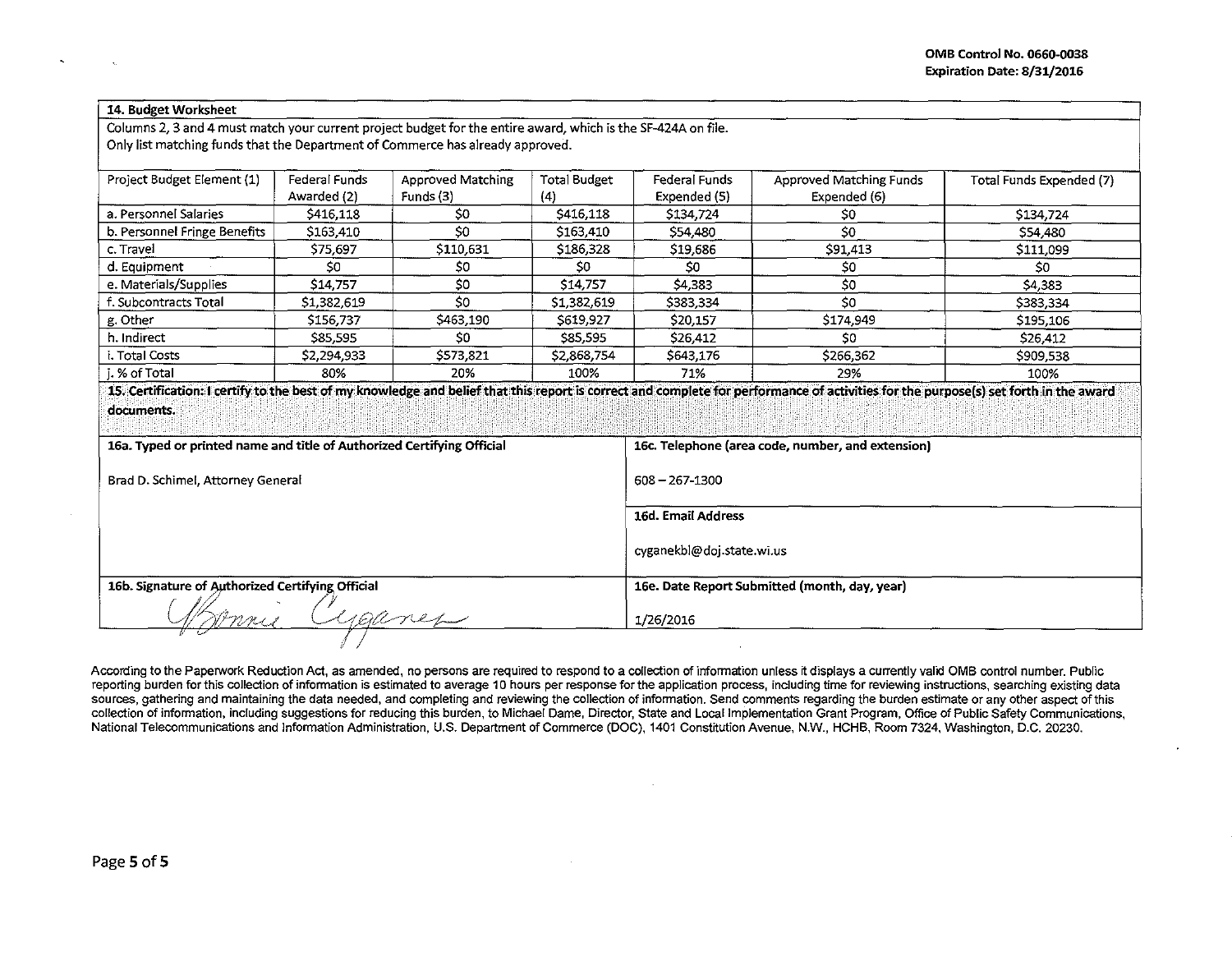OMB Control No. 0660-0038
Expiration Date: 8/31/2016

**14. Budget Worksheet**

Columns 2, 3 and 4 must match your current project budget for the entire award, which is the SF-424A on file.
Only list matching funds that the Department of Commerce has already approved.

| Project Budget Element (1) | Federal Funds Awarded (2) | Approved Matching Funds (3) | Total Budget (4) | Federal Funds Expended (5) | Approved Matching Funds Expended (6) | Total Funds Expended (7) |
|---|---|---|---|---|---|---|
| a. Personnel Salaries | $416,118 | $0 | $416,118 | $134,724 | $0 | $134,724 |
| b. Personnel Fringe Benefits | $163,410 | $0 | $163,410 | $54,480 | $0 | $54,480 |
| c. Travel | $75,697 | $110,631 | $186,328 | $19,686 | $91,413 | $111,099 |
| d. Equipment | $0 | $0 | $0 | $0 | $0 | $0 |
| e. Materials/Supplies | $14,757 | $0 | $14,757 | $4,383 | $0 | $4,383 |
| f. Subcontracts Total | $1,382,619 | $0 | $1,382,619 | $383,334 | $0 | $383,334 |
| g. Other | $156,737 | $463,190 | $619,927 | $20,157 | $174,949 | $195,106 |
| h. Indirect | $85,595 | $0 | $85,595 | $26,412 | $0 | $26,412 |
| i. Total Costs | $2,294,933 | $573,821 | $2,868,754 | $643,176 | $266,362 | $909,538 |
| j. % of Total | 80% | 20% | 100% | 71% | 29% | 100% |

**15. Certification: I certify to the best of my knowledge and belief that this report is correct and complete for performance of activities for the purpose(s) set forth in the award documents.**

**16a. Typed or printed name and title of Authorized Certifying Official**

Brad D. Schimel, Attorney General

**16b. Signature of Authorized Certifying Official**

Bonnie Cyganek

**16c. Telephone (area code, number, and extension)**

608 – 267-1300

**16d. Email Address**

cyganekbl@doj.state.wi.us

**16e. Date Report Submitted (month, day, year)**

1/26/2016

According to the Paperwork Reduction Act, as amended, no persons are required to respond to a collection of information unless it displays a currently valid OMB control number. Public reporting burden for this collection of information is estimated to average 10 hours per response for the application process, including time for reviewing instructions, searching existing data sources, gathering and maintaining the data needed, and completing and reviewing the collection of information. Send comments regarding the burden estimate or any other aspect of this collection of information, including suggestions for reducing this burden, to Michael Dame, Director, State and Local Implementation Grant Program, Office of Public Safety Communications, National Telecommunications and Information Administration, U.S. Department of Commerce (DOC), 1401 Constitution Avenue, N.W., HCHB, Room 7324, Washington, D.C. 20230.